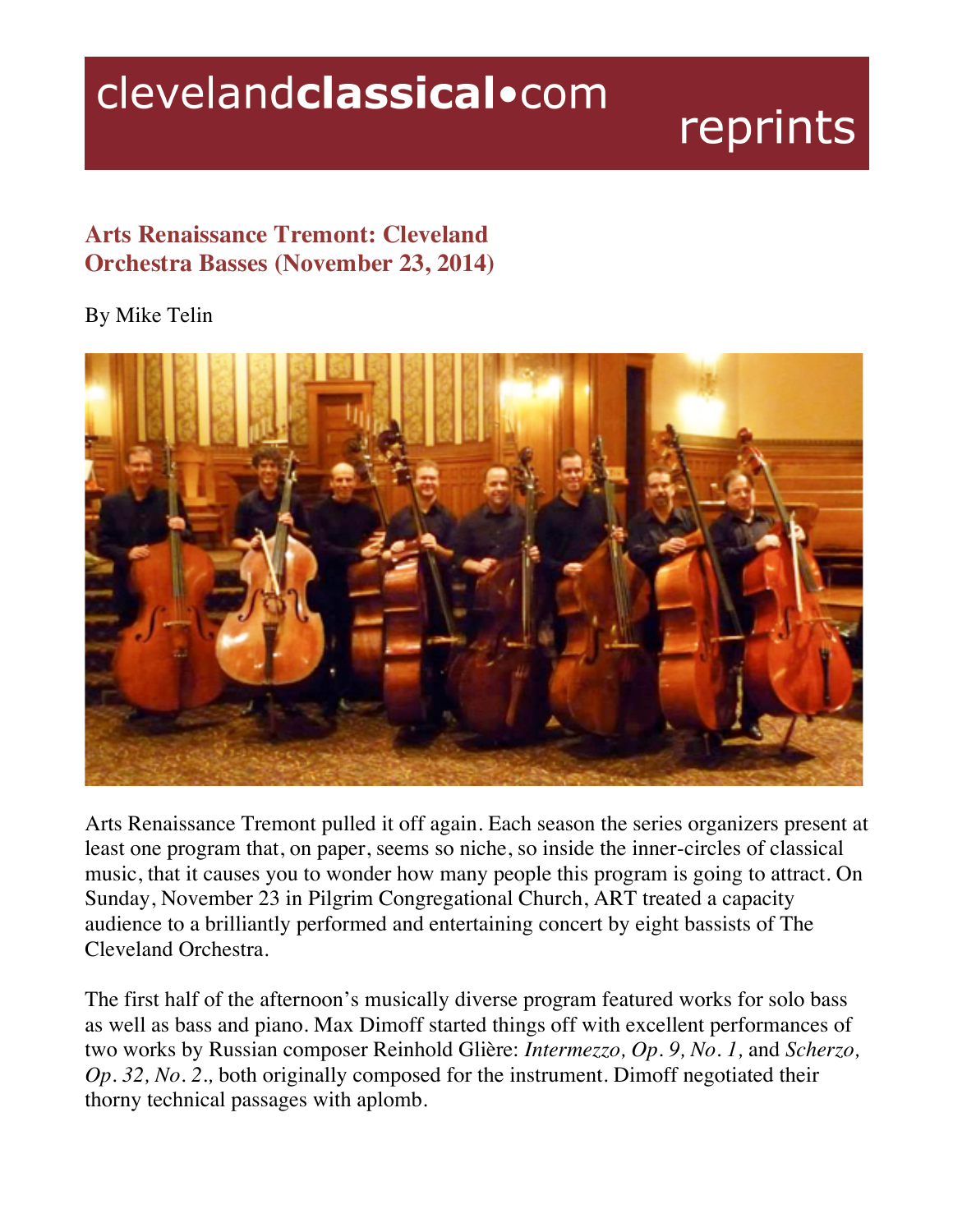# clevelandclassical•com reprints

## Arts Renaissance Tremont: Cleveland Orchestra Basses (November 23, 2014)

By Mike Telin

Arts Renaissance Tremont pulled it off again. Each season the series organizers present at least one program that, on paper, seems so niche, so inside the inner-circles of classical music, that it causes you to wonder how many people this program is going to attract. On Sunday, November 23 in Pilgrim Congregational Church, ART treated a capacity audience to a brilliantly performed and entertaining concert by eight bassists of The Cleveland Orchestra.

The first half of the afternoon's musically diverse program featured works for solo bass as well as bass and piano. Max Dimoff started things off with excellent performances of two works by Russian composer Reinhold Glière: *Intermezzo, Op. 9, No. 1,* and *Scherzo, Op. 32, No. 2.,* both originally composed for the instrument. Dimoff negotiated their thorny technical passages with aplomb.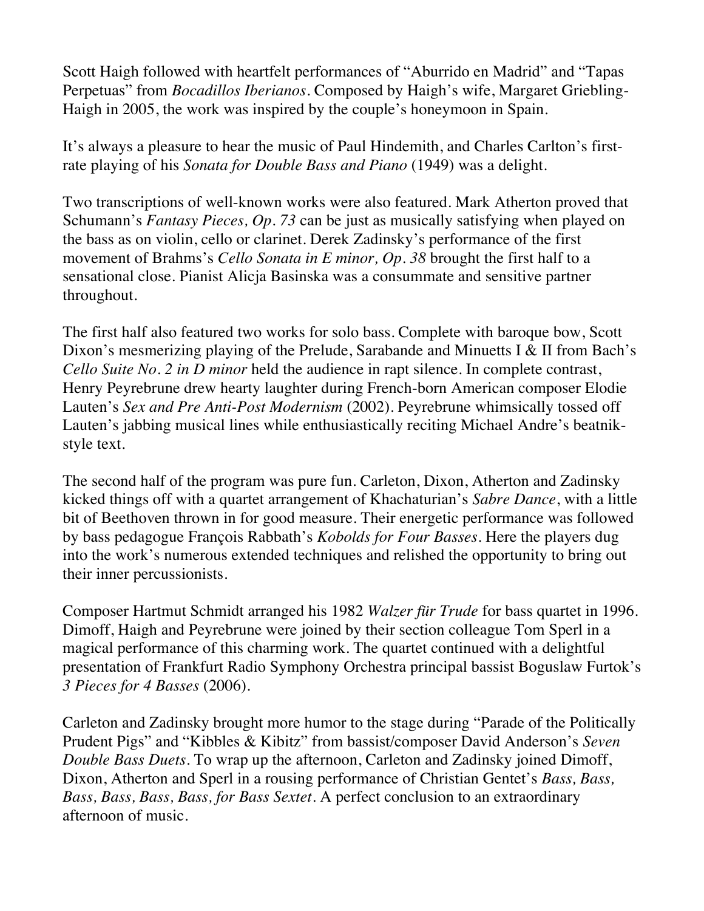Scott Haigh followed with heartfelt performances of "Aburrido en Madrid" and "Tapas Perpetuas" from *Bocadillos Iberianos*. Composed by Haigh's wife, Margaret Griebling-Haigh in 2005, the work was inspired by the couple's honeymoon in Spain.

It's always a pleasure to hear the music of Paul Hindemith, and Charles Carlton's first-rate playing of his *Sonata for Double Bass and Piano* (1949) was a delight.

Two transcriptions of well-known works were also featured. Mark Atherton proved that Schumann's *Fantasy Pieces, Op. 73* can be just as musically satisfying when played on the bass as on violin, cello or clarinet. Derek Zadinsky's performance of the first movement of Brahms's *Cello Sonata in E minor, Op. 38* brought the first half to a sensational close. Pianist Alicja Basinska was a consummate and sensitive partner throughout.

The first half also featured two works for solo bass. Complete with baroque bow, Scott Dixon's mesmerizing playing of the Prelude, Sarabande and Minuetts I & II from Bach's *Cello Suite No. 2 in D minor* held the audience in rapt silence. In complete contrast, Henry Peyrebrune drew hearty laughter during French-born American composer Elodie Lauten's *Sex and Pre Anti-Post Modernism* (2002). Peyrebrune whimsically tossed off Lauten's jabbing musical lines while enthusiastically reciting Michael Andre's beatnik-style text.

The second half of the program was pure fun. Carleton, Dixon, Atherton and Zadinsky kicked things off with a quartet arrangement of Khachaturian's *Sabre Dance*, with a little bit of Beethoven thrown in for good measure. Their energetic performance was followed by bass pedagogue François Rabbath's *Kobolds for Four Basses*. Here the players dug into the work's numerous extended techniques and relished the opportunity to bring out their inner percussionists.

Composer Hartmut Schmidt arranged his 1982 *Walzer für Trude* for bass quartet in 1996. Dimoff, Haigh and Peyrebrune were joined by their section colleague Tom Sperl in a magical performance of this charming work. The quartet continued with a delightful presentation of Frankfurt Radio Symphony Orchestra principal bassist Boguslaw Furtok's *3 Pieces for 4 Basses* (2006).

Carleton and Zadinsky brought more humor to the stage during "Parade of the Politically Prudent Pigs" and "Kibbles & Kibitz" from bassist/composer David Anderson's *Seven Double Bass Duets*. To wrap up the afternoon, Carleton and Zadinsky joined Dimoff, Dixon, Atherton and Sperl in a rousing performance of Christian Gentet's *Bass, Bass, Bass, Bass, Bass, Bass, for Bass Sextet*. A perfect conclusion to an extraordinary afternoon of music.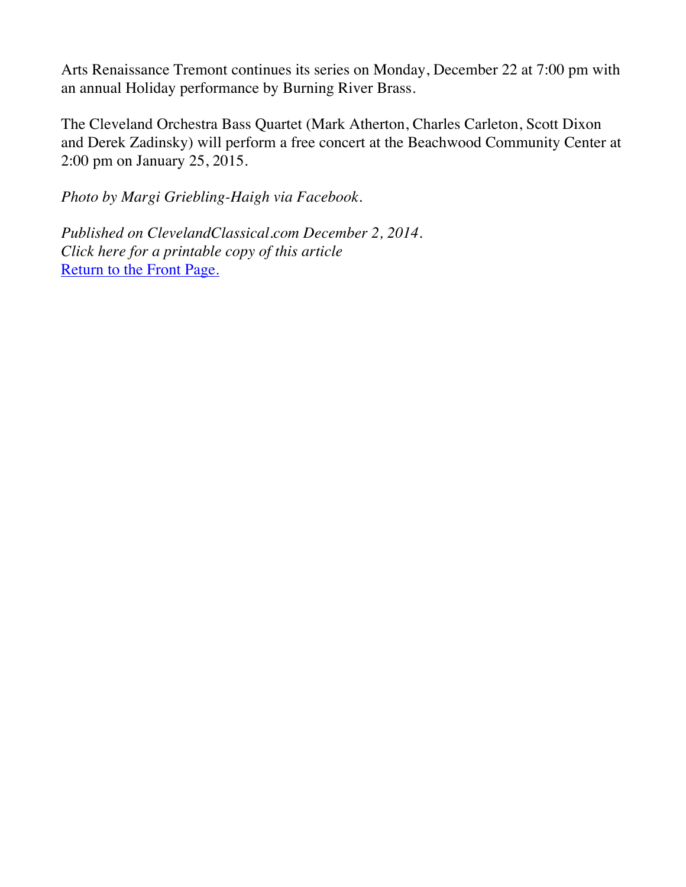Arts Renaissance Tremont continues its series on Monday, December 22 at 7:00 pm with an annual Holiday performance by Burning River Brass.

The Cleveland Orchestra Bass Quartet (Mark Atherton, Charles Carleton, Scott Dixon and Derek Zadinsky) will perform a free concert at the Beachwood Community Center at 2:00 pm on January 25, 2015.

*Photo by Margi Griebling-Haigh via Facebook.*

*Published on ClevelandClassical.com December 2, 2014.*
*Click here for a printable copy of this article*
Return to the Front Page.